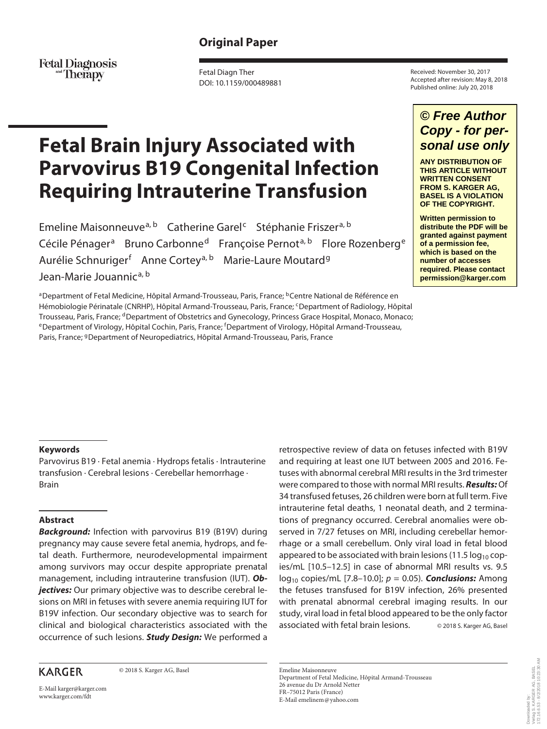Original Paper

Fetal Diagnosis and Therapy

Fetal Diagn Ther
DOI: 10.1159/000489881

Received: November 30, 2017
Accepted after revision: May 8, 2018
Published online: July 20, 2018

**© Free Author Copy - for personal use only**

**ANY DISTRIBUTION OF THIS ARTICLE WITHOUT WRITTEN CONSENT FROM S. KARGER AG, BASEL IS A VIOLATION OF THE COPYRIGHT.**

**Written permission to distribute the PDF will be granted against payment of a permission fee, which is based on the number of accesses required. Please contact permission@karger.com**

# Fetal Brain Injury Associated with Parvovirus B19 Congenital Infection Requiring Intrauterine Transfusion

Emeline Maisonneuve[a, b] Catherine Garel[c] Stéphanie Friszer[a, b] Cécile Pénager[a] Bruno Carbonne[d] Françoise Pernot[a, b] Flore Rozenberg[e] Aurélie Schnuriger[f] Anne Cortey[a, b] Marie-Laure Moutard[g] Jean-Marie Jouannic[a, b]

[a]Department of Fetal Medicine, Hôpital Armand-Trousseau, Paris, France; [b]Centre National de Référence en Hémobiologie Périnatale (CNRHP), Hôpital Armand-Trousseau, Paris, France; [c]Department of Radiology, Hôpital Trousseau, Paris, France; [d]Department of Obstetrics and Gynecology, Princess Grace Hospital, Monaco, Monaco; [e]Department of Virology, Hôpital Cochin, Paris, France; [f]Department of Virology, Hôpital Armand-Trousseau, Paris, France; [g]Department of Neuropediatrics, Hôpital Armand-Trousseau, Paris, France

### Keywords

Parvovirus B19 · Fetal anemia · Hydrops fetalis · Intrauterine transfusion · Cerebral lesions · Cerebellar hemorrhage · Brain

### Abstract

***Background:*** Infection with parvovirus B19 (B19V) during pregnancy may cause severe fetal anemia, hydrops, and fetal death. Furthermore, neurodevelopmental impairment among survivors may occur despite appropriate prenatal management, including intrauterine transfusion (IUT). ***Objectives:*** Our primary objective was to describe cerebral lesions on MRI in fetuses with severe anemia requiring IUT for B19V infection. Our secondary objective was to search for clinical and biological characteristics associated with the occurrence of such lesions. ***Study Design:*** We performed a retrospective review of data on fetuses infected with B19V and requiring at least one IUT between 2005 and 2016. Fetuses with abnormal cerebral MRI results in the 3rd trimester were compared to those with normal MRI results. ***Results:*** Of 34 transfused fetuses, 26 children were born at full term. Five intrauterine fetal deaths, 1 neonatal death, and 2 terminations of pregnancy occurred. Cerebral anomalies were observed in 7/27 fetuses on MRI, including cerebellar hemorrhage or a small cerebellum. Only viral load in fetal blood appeared to be associated with brain lesions (11.5 $\log_{10}$ copies/mL [10.5–12.5] in case of abnormal MRI results vs. 9.5 $\log_{10}$ copies/mL [7.8–10.0]; $p = 0.05$). ***Conclusions:*** Among the fetuses transfused for B19V infection, 26% presented with prenatal abnormal cerebral imaging results. In our study, viral load in fetal blood appeared to be the only factor associated with fetal brain lesions. © 2018 S. Karger AG, Basel

KARGER © 2018 S. Karger AG, Basel

E-Mail karger@karger.com
www.karger.com/fdt

Emeline Maisonneuve
Department of Fetal Medicine, Hôpital Armand-Trousseau
26 avenue du Dr Arnold Netter
FR–75012 Paris (France)
E-Mail emelinem@yahoo.com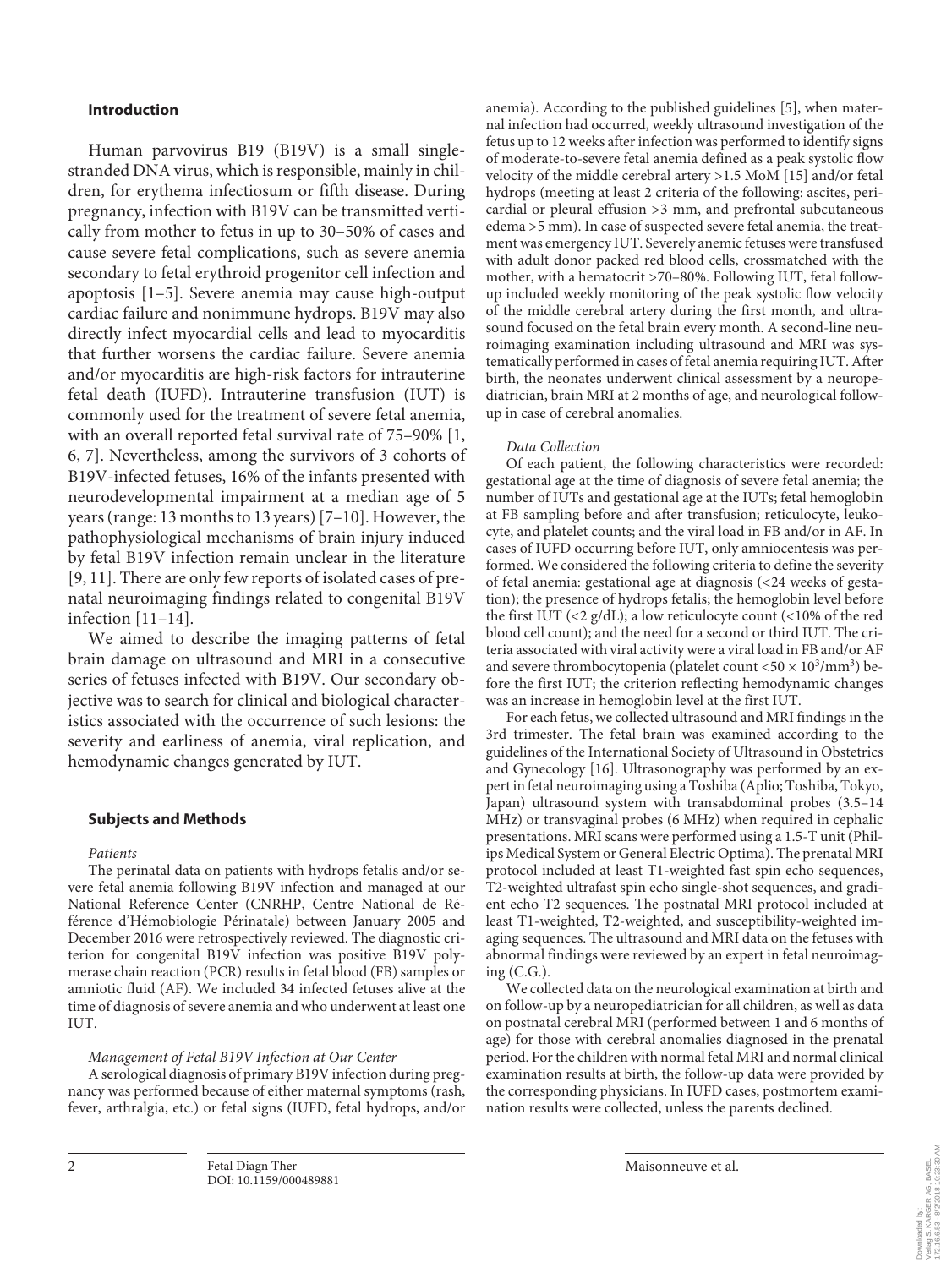## Introduction

Human parvovirus B19 (B19V) is a small single-stranded DNA virus, which is responsible, mainly in children, for erythema infectiosum or fifth disease. During pregnancy, infection with B19V can be transmitted vertically from mother to fetus in up to 30–50% of cases and cause severe fetal complications, such as severe anemia secondary to fetal erythroid progenitor cell infection and apoptosis [1–5]. Severe anemia may cause high-output cardiac failure and nonimmune hydrops. B19V may also directly infect myocardial cells and lead to myocarditis that further worsens the cardiac failure. Severe anemia and/or myocarditis are high-risk factors for intrauterine fetal death (IUFD). Intrauterine transfusion (IUT) is commonly used for the treatment of severe fetal anemia, with an overall reported fetal survival rate of 75–90% [1, 6, 7]. Nevertheless, among the survivors of 3 cohorts of B19V-infected fetuses, 16% of the infants presented with neurodevelopmental impairment at a median age of 5 years (range: 13 months to 13 years) [7–10]. However, the pathophysiological mechanisms of brain injury induced by fetal B19V infection remain unclear in the literature [9, 11]. There are only few reports of isolated cases of prenatal neuroimaging findings related to congenital B19V infection [11–14].

We aimed to describe the imaging patterns of fetal brain damage on ultrasound and MRI in a consecutive series of fetuses infected with B19V. Our secondary objective was to search for clinical and biological characteristics associated with the occurrence of such lesions: the severity and earliness of anemia, viral replication, and hemodynamic changes generated by IUT.

## Subjects and Methods

*Patients*

The perinatal data on patients with hydrops fetalis and/or severe fetal anemia following B19V infection and managed at our National Reference Center (CNRHP, Centre National de Référence d'Hémobiologie Périnatale) between January 2005 and December 2016 were retrospectively reviewed. The diagnostic criterion for congenital B19V infection was positive B19V polymerase chain reaction (PCR) results in fetal blood (FB) samples or amniotic fluid (AF). We included 34 infected fetuses alive at the time of diagnosis of severe anemia and who underwent at least one IUT.

*Management of Fetal B19V Infection at Our Center*

A serological diagnosis of primary B19V infection during pregnancy was performed because of either maternal symptoms (rash, fever, arthralgia, etc.) or fetal signs (IUFD, fetal hydrops, and/or anemia). According to the published guidelines [5], when maternal infection had occurred, weekly ultrasound investigation of the fetus up to 12 weeks after infection was performed to identify signs of moderate-to-severe fetal anemia defined as a peak systolic flow velocity of the middle cerebral artery >1.5 MoM [15] and/or fetal hydrops (meeting at least 2 criteria of the following: ascites, pericardial or pleural effusion >3 mm, and prefrontal subcutaneous edema >5 mm). In case of suspected severe fetal anemia, the treatment was emergency IUT. Severely anemic fetuses were transfused with adult donor packed red blood cells, crossmatched with the mother, with a hematocrit >70–80%. Following IUT, fetal follow-up included weekly monitoring of the peak systolic flow velocity of the middle cerebral artery during the first month, and ultrasound focused on the fetal brain every month. A second-line neuroimaging examination including ultrasound and MRI was systematically performed in cases of fetal anemia requiring IUT. After birth, the neonates underwent clinical assessment by a neuropediatrician, brain MRI at 2 months of age, and neurological follow-up in case of cerebral anomalies.

*Data Collection*

Of each patient, the following characteristics were recorded: gestational age at the time of diagnosis of severe fetal anemia; the number of IUTs and gestational age at the IUTs; fetal hemoglobin at FB sampling before and after transfusion; reticulocyte, leukocyte, and platelet counts; and the viral load in FB and/or in AF. In cases of IUFD occurring before IUT, only amniocentesis was performed. We considered the following criteria to define the severity of fetal anemia: gestational age at diagnosis (<24 weeks of gestation); the presence of hydrops fetalis; the hemoglobin level before the first IUT (<2 g/dL); a low reticulocyte count (<10% of the red blood cell count); and the need for a second or third IUT. The criteria associated with viral activity were a viral load in FB and/or AF and severe thrombocytopenia (platelet count $<50 \times 10^3/\text{mm}^3$) before the first IUT; the criterion reflecting hemodynamic changes was an increase in hemoglobin level at the first IUT.

For each fetus, we collected ultrasound and MRI findings in the 3rd trimester. The fetal brain was examined according to the guidelines of the International Society of Ultrasound in Obstetrics and Gynecology [16]. Ultrasonography was performed by an expert in fetal neuroimaging using a Toshiba (Aplio; Toshiba, Tokyo, Japan) ultrasound system with transabdominal probes (3.5–14 MHz) or transvaginal probes (6 MHz) when required in cephalic presentations. MRI scans were performed using a 1.5-T unit (Philips Medical System or General Electric Optima). The prenatal MRI protocol included at least T1-weighted fast spin echo sequences, T2-weighted ultrafast spin echo single-shot sequences, and gradient echo T2 sequences. The postnatal MRI protocol included at least T1-weighted, T2-weighted, and susceptibility-weighted imaging sequences. The ultrasound and MRI data on the fetuses with abnormal findings were reviewed by an expert in fetal neuroimaging (C.G.).

We collected data on the neurological examination at birth and on follow-up by a neuropediatrician for all children, as well as data on postnatal cerebral MRI (performed between 1 and 6 months of age) for those with cerebral anomalies diagnosed in the prenatal period. For the children with normal fetal MRI and normal clinical examination results at birth, the follow-up data were provided by the corresponding physicians. In IUFD cases, postmortem examination results were collected, unless the parents declined.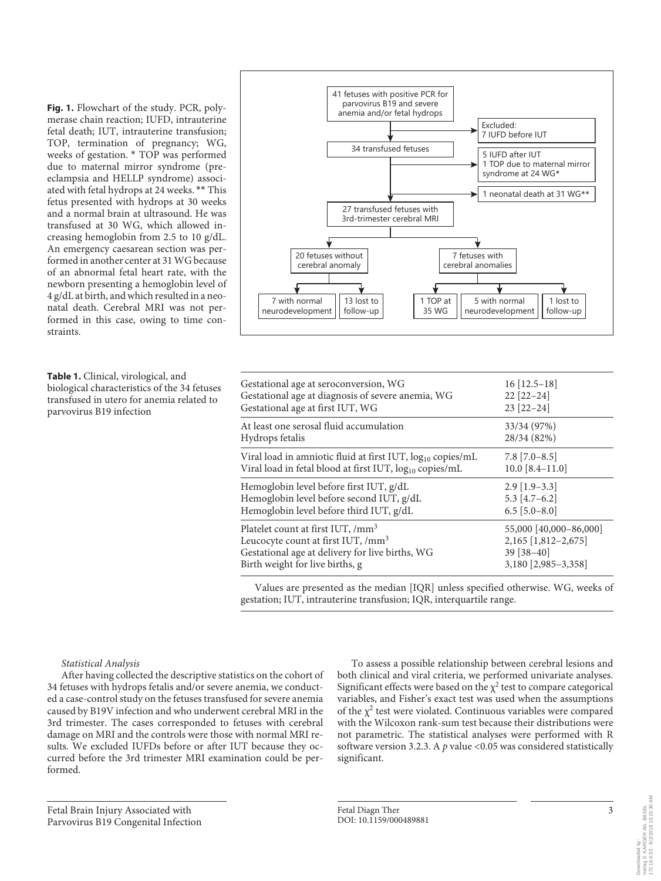41 fetuses with positive PCR for parvovirus B19 and severe anemia and/or fetal hydrops

Excluded: 7 IUFD before IUT

34 transfused fetuses

5 IUFD after IUT
1 TOP due to maternal mirror syndrome at 24 WG*

1 neonatal death at 31 WG**

27 transfused fetuses with 3rd-trimester cerebral MRI

20 fetuses without cerebral anomaly

7 fetuses with cerebral anomalies

7 with normal neurodevelopment

13 lost to follow-up

1 TOP at 35 WG

5 with normal neurodevelopment

1 lost to follow-up

**Fig. 1.** Flowchart of the study. PCR, polymerase chain reaction; IUFD, intrauterine fetal death; IUT, intrauterine transfusion; TOP, termination of pregnancy; WG, weeks of gestation. * TOP was performed due to maternal mirror syndrome (preeclampsia and HELLP syndrome) associated with fetal hydrops at 24 weeks. ** This fetus presented with hydrops at 30 weeks and a normal brain at ultrasound. He was transfused at 30 WG, which allowed increasing hemoglobin from 2.5 to 10 g/dL. An emergency caesarean section was performed in another center at 31 WG because of an abnormal fetal heart rate, with the newborn presenting a hemoglobin level of 4 g/dL at birth, and which resulted in a neonatal death. Cerebral MRI was not performed in this case, owing to time constraints.

**Table 1.** Clinical, virological, and biological characteristics of the 34 fetuses transfused in utero for anemia related to parvovirus B19 infection

| | |
|---|---|
| Gestational age at seroconversion, WG | 16 [12.5–18] |
| Gestational age at diagnosis of severe anemia, WG | 22 [22–24] |
| Gestational age at first IUT, WG | 23 [22–24] |
| At least one serosal fluid accumulation | 33/34 (97%) |
| Hydrops fetalis | 28/34 (82%) |
| Viral load in amniotic fluid at first IUT, $\log_{10}$ copies/mL | 7.8 [7.0–8.5] |
| Viral load in fetal blood at first IUT, $\log_{10}$ copies/mL | 10.0 [8.4–11.0] |
| Hemoglobin level before first IUT, g/dL | 2.9 [1.9–3.3] |
| Hemoglobin level before second IUT, g/dL | 5.3 [4.7–6.2] |
| Hemoglobin level before third IUT, g/dL | 6.5 [5.0–8.0] |
| Platelet count at first IUT, /mm$^3$ | 55,000 [40,000–86,000] |
| Leucocyte count at first IUT, /mm$^3$ | 2,165 [1,812–2,675] |
| Gestational age at delivery for live births, WG | 39 [38–40] |
| Birth weight for live births, g | 3,180 [2,985–3,358] |

Values are presented as the median [IQR] unless specified otherwise. WG, weeks of gestation; IUT, intrauterine transfusion; IQR, interquartile range.

*Statistical Analysis*

After having collected the descriptive statistics on the cohort of 34 fetuses with hydrops fetalis and/or severe anemia, we conducted a case-control study on the fetuses transfused for severe anemia caused by B19V infection and who underwent cerebral MRI in the 3rd trimester. The cases corresponded to fetuses with cerebral damage on MRI and the controls were those with normal MRI results. We excluded IUFDs before or after IUT because they occurred before the 3rd trimester MRI examination could be performed.

To assess a possible relationship between cerebral lesions and both clinical and viral criteria, we performed univariate analyses. Significant effects were based on the $\chi^2$ test to compare categorical variables, and Fisher's exact test was used when the assumptions of the $\chi^2$ test were violated. Continuous variables were compared with the Wilcoxon rank-sum test because their distributions were not parametric. The statistical analyses were performed with R software version 3.2.3. A $p$ value <0.05 was considered statistically significant.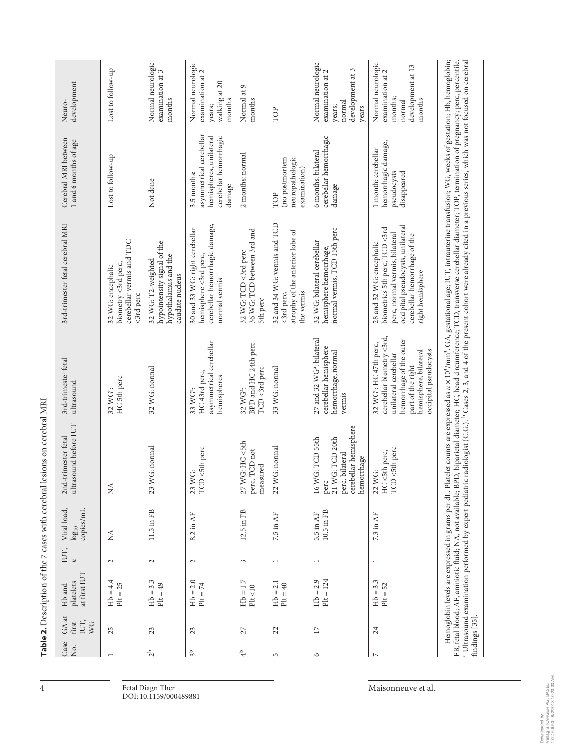**Table 2.** Description of the 7 cases with cerebral lesions on cerebral MRI

| Case No. | GA at first IUT, WG | Hb and platelets at first IUT | IUT, *n* | Viral load, $\log_{10}$ copies/mL | 2nd-trimester fetal ultrasound before IUT | 3rd-trimester fetal ultrasound | 3rd-trimester fetal cerebral MRI | Cerebral MRI between 1 and 6 months of age | Neuro-development |
|---|---|---|---|---|---|---|---|---|---|
| 1 | 25 | Hb = 4.4<br>Plt = 25 | 2 | NA | NA | 32 WG[a]:<br>HC 5th perc | 32 WG: encephalic biometry <3rd perc, cerebellar vermis and TDC <3rd perc | Lost to follow-up | Lost to follow-up |
| 2[b] | 23 | Hb = 3.3<br>Plt = 49 | 2 | 11.5 in FB | 23 WG: normal | 32 WG: normal | 32 WG: T2-weighted hypointensity signal of the hypothalamus and the caudate nucleus | Not done | Normal neurologic examination at 3 months |
| 3[b] | 23 | Hb = 2.0<br>Plt = 74 | 2 | 8.2 in AF | 23 WG:<br>TCD <5th perc | 33 WG[a]:<br>HC 43rd perc, asymmetrical cerebellar hemispheres | 30 and 33 WG: right cerebellar hemisphere <3rd perc, cerebellar hemorrhagic damage, normal vermis | 3.5 months: asymmetrical cerebellar hemispheres, unilateral cerebellar hemorrhagic damage | Normal neurologic examination at 2 years; walking at 20 months |
| 4[b] | 27 | Hb = 1.7<br>Plt <10 | 3 | 12.5 in FB | 27 WG: HC <5th perc, TCD not measured | 32 WG[a]:<br>BPD and HC 24th perc<br>TCD <3rd perc | 32 WG: TCD <3rd perc<br>36 WG: TCD between 3rd and 5th perc | 2 months: normal | Normal at 9 months |
| 5 | 22 | Hb = 2.1<br>Plt = 40 | 1 | 7.5 in AF | 22 WG: normal | 33 WG: normal | 32 and 34 WG: vermis and TCD <3rd perc, atrophy of the anterior lobe of the vermis | TOP<br>(no postmortem neuropathologic examination) | TOP |
| 6 | 17 | Hb = 2.9<br>Plt = 124 | 1 | 5.5 in AF<br>10.5 in FB | 16 WG: TCD 55th perc<br>21 WG: TCD 20th perc, bilateral cerebellar hemisphere hemorrhage | 27 and 32 WG[a]: bilateral cerebellar hemisphere hemorrhage, normal vermis | 32 WG: bilateral cerebellar hemisphere hemorrhage, normal vermis, TCD 15th perc | 6 months: bilateral cerebellar hemorrhagic damage | Normal neurologic examination at 2 years; normal development at 3 years |
| 7 | 24 | Hb = 3.3<br>Plt = 52 | 1 | 7.3 in AF | 22 WG:<br>HC <5th perc,<br>TCD <5th perc | 32 WG[a]: HC 47th perc, cerebellar biometry <3rd, unilateral cerebellar hemorrhage of the outer part of the right hemisphere, bilateral occipital pseudocysts | 28 and 32 WG: encephalic biometrics 5th perc, TCD <3rd perc, normal vermis, bilateral occipital pseudocysts, unilateral cerebellar hemorrhage of the right hemisphere | 1 month: cerebellar hemorrhagic damage, pseudocysts disappeared | Normal neurologic examination at 2 months; normal development at 13 months |

Hemoglobin levels are expressed in grams per dL. Platelet counts are expressed as $n \times 10^3$/mm$^3$. GA, gestational age; IUT, intrauterine transfusion; WG, weeks of gestation; Hb, hemoglobin; FB, fetal blood; AF, amniotic fluid; NA, not available; BPD, biparietal diameter; HC, head circumference; TCD, transverse cerebellar diameter; TOP, termination of pregnancy; perc, percentile. [a] Ultrasound examination performed by expert pediatric radiologist (C.G.). [b] Cases 2, 3, and 4 of the present cohort were already cited in a previous series, which was not focused on cerebral findings [35].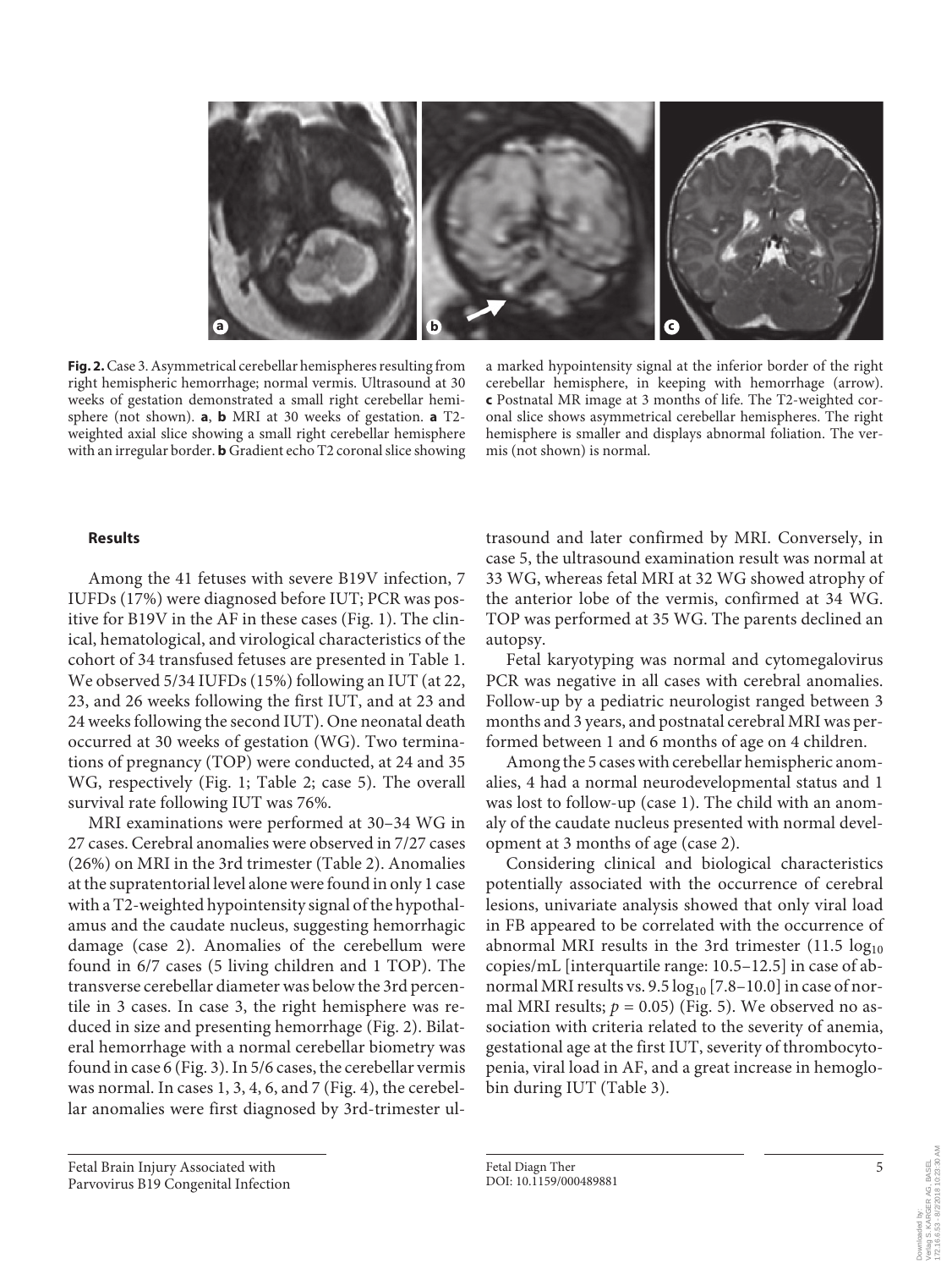**Fig. 2.** Case 3. Asymmetrical cerebellar hemispheres resulting from right hemispheric hemorrhage; normal vermis. Ultrasound at 30 weeks of gestation demonstrated a small right cerebellar hemisphere (not shown). **a**, **b** MRI at 30 weeks of gestation. **a** T2-weighted axial slice showing a small right cerebellar hemisphere with an irregular border. **b** Gradient echo T2 coronal slice showing a marked hypointensity signal at the inferior border of the right cerebellar hemisphere, in keeping with hemorrhage (arrow). **c** Postnatal MR image at 3 months of life. The T2-weighted coronal slice shows asymmetrical cerebellar hemispheres. The right hemisphere is smaller and displays abnormal foliation. The vermis (not shown) is normal.

## Results

Among the 41 fetuses with severe B19V infection, 7 IUFDs (17%) were diagnosed before IUT; PCR was positive for B19V in the AF in these cases (Fig. 1). The clinical, hematological, and virological characteristics of the cohort of 34 transfused fetuses are presented in Table 1. We observed 5/34 IUFDs (15%) following an IUT (at 22, 23, and 26 weeks following the first IUT, and at 23 and 24 weeks following the second IUT). One neonatal death occurred at 30 weeks of gestation (WG). Two terminations of pregnancy (TOP) were conducted, at 24 and 35 WG, respectively (Fig. 1; Table 2; case 5). The overall survival rate following IUT was 76%.

MRI examinations were performed at 30–34 WG in 27 cases. Cerebral anomalies were observed in 7/27 cases (26%) on MRI in the 3rd trimester (Table 2). Anomalies at the supratentorial level alone were found in only 1 case with a T2-weighted hypointensity signal of the hypothalamus and the caudate nucleus, suggesting hemorrhagic damage (case 2). Anomalies of the cerebellum were found in 6/7 cases (5 living children and 1 TOP). The transverse cerebellar diameter was below the 3rd percentile in 3 cases. In case 3, the right hemisphere was reduced in size and presenting hemorrhage (Fig. 2). Bilateral hemorrhage with a normal cerebellar biometry was found in case 6 (Fig. 3). In 5/6 cases, the cerebellar vermis was normal. In cases 1, 3, 4, 6, and 7 (Fig. 4), the cerebellar anomalies were first diagnosed by 3rd-trimester ultrasound and later confirmed by MRI. Conversely, in case 5, the ultrasound examination result was normal at 33 WG, whereas fetal MRI at 32 WG showed atrophy of the anterior lobe of the vermis, confirmed at 34 WG. TOP was performed at 35 WG. The parents declined an autopsy.

Fetal karyotyping was normal and cytomegalovirus PCR was negative in all cases with cerebral anomalies. Follow-up by a pediatric neurologist ranged between 3 months and 3 years, and postnatal cerebral MRI was performed between 1 and 6 months of age on 4 children.

Among the 5 cases with cerebellar hemispheric anomalies, 4 had a normal neurodevelopmental status and 1 was lost to follow-up (case 1). The child with an anomaly of the caudate nucleus presented with normal development at 3 months of age (case 2).

Considering clinical and biological characteristics potentially associated with the occurrence of cerebral lesions, univariate analysis showed that only viral load in FB appeared to be correlated with the occurrence of abnormal MRI results in the 3rd trimester (11.5 $\log_{10}$ copies/mL [interquartile range: 10.5–12.5] in case of abnormal MRI results vs. 9.5 $\log_{10}$ [7.8–10.0] in case of normal MRI results; $p = 0.05$) (Fig. 5). We observed no association with criteria related to the severity of anemia, gestational age at the first IUT, severity of thrombocytopenia, viral load in AF, and a great increase in hemoglobin during IUT (Table 3).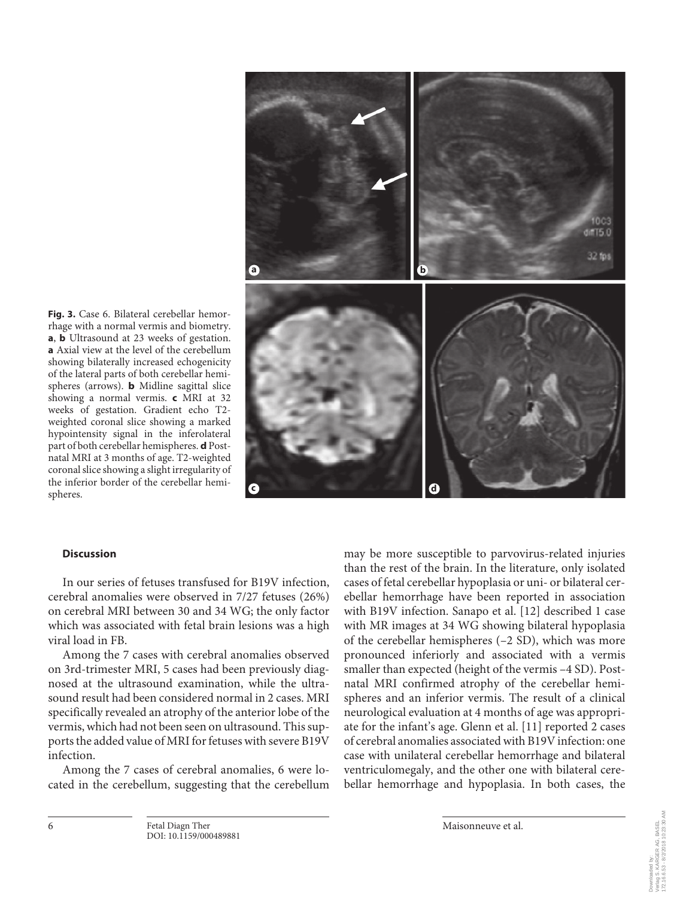**Fig. 3.** Case 6. Bilateral cerebellar hemorrhage with a normal vermis and biometry. **a**, **b** Ultrasound at 23 weeks of gestation. **a** Axial view at the level of the cerebellum showing bilaterally increased echogenicity of the lateral parts of both cerebellar hemispheres (arrows). **b** Midline sagittal slice showing a normal vermis. **c** MRI at 32 weeks of gestation. Gradient echo T2-weighted coronal slice showing a marked hypointensity signal in the inferolateral part of both cerebellar hemispheres. **d** Postnatal MRI at 3 months of age. T2-weighted coronal slice showing a slight irregularity of the inferior border of the cerebellar hemispheres.

## Discussion

In our series of fetuses transfused for B19V infection, cerebral anomalies were observed in 7/27 fetuses (26%) on cerebral MRI between 30 and 34 WG; the only factor which was associated with fetal brain lesions was a high viral load in FB.

Among the 7 cases with cerebral anomalies observed on 3rd-trimester MRI, 5 cases had been previously diagnosed at the ultrasound examination, while the ultrasound result had been considered normal in 2 cases. MRI specifically revealed an atrophy of the anterior lobe of the vermis, which had not been seen on ultrasound. This supports the added value of MRI for fetuses with severe B19V infection.

Among the 7 cases of cerebral anomalies, 6 were located in the cerebellum, suggesting that the cerebellum may be more susceptible to parvovirus-related injuries than the rest of the brain. In the literature, only isolated cases of fetal cerebellar hypoplasia or uni- or bilateral cerebellar hemorrhage have been reported in association with B19V infection. Sanapo et al. [12] described 1 case with MR images at 34 WG showing bilateral hypoplasia of the cerebellar hemispheres (–2 SD), which was more pronounced inferiorly and associated with a vermis smaller than expected (height of the vermis –4 SD). Postnatal MRI confirmed atrophy of the cerebellar hemispheres and an inferior vermis. The result of a clinical neurological evaluation at 4 months of age was appropriate for the infant's age. Glenn et al. [11] reported 2 cases of cerebral anomalies associated with B19V infection: one case with unilateral cerebellar hemorrhage and bilateral ventriculomegaly, and the other one with bilateral cerebellar hemorrhage and hypoplasia. In both cases, the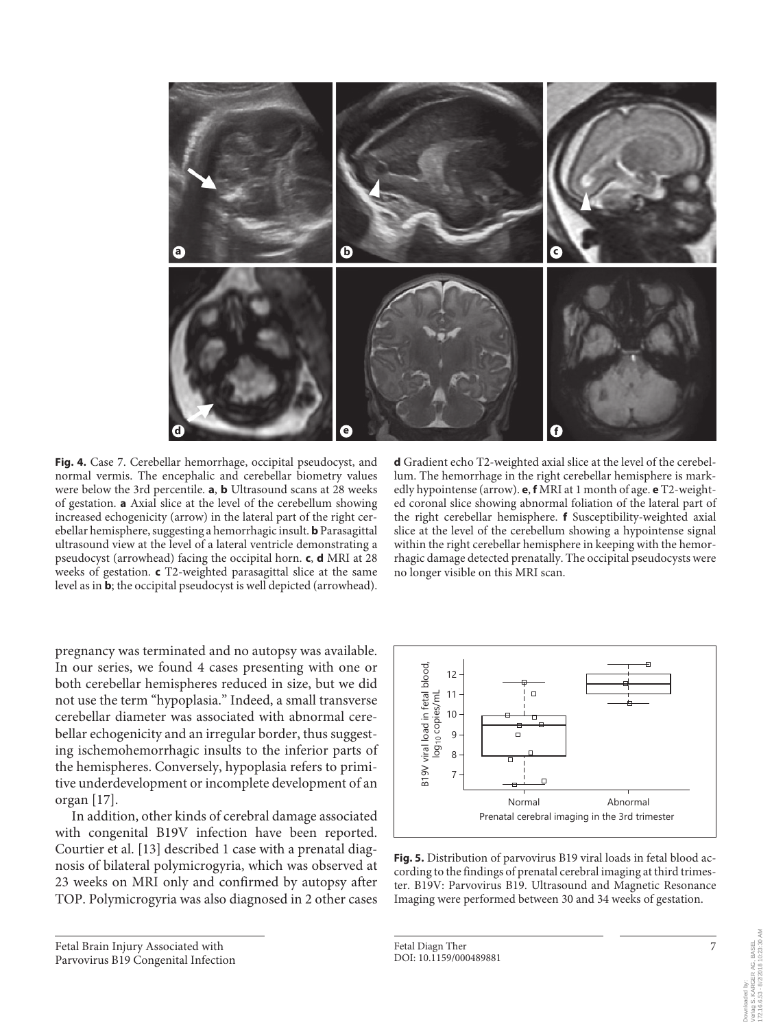**Fig. 4.** Case 7. Cerebellar hemorrhage, occipital pseudocyst, and normal vermis. The encephalic and cerebellar biometry values were below the 3rd percentile. **a**, **b** Ultrasound scans at 28 weeks of gestation. **a** Axial slice at the level of the cerebellum showing increased echogenicity (arrow) in the lateral part of the right cerebellar hemisphere, suggesting a hemorrhagic insult. **b** Parasagittal ultrasound view at the level of a lateral ventricle demonstrating a pseudocyst (arrowhead) facing the occipital horn. **c**, **d** MRI at 28 weeks of gestation. **c** T2-weighted parasagittal slice at the same level as in **b**; the occipital pseudocyst is well depicted (arrowhead). **d** Gradient echo T2-weighted axial slice at the level of the cerebellum. The hemorrhage in the right cerebellar hemisphere is markedly hypointense (arrow). **e**, **f** MRI at 1 month of age. **e** T2-weighted coronal slice showing abnormal foliation of the lateral part of the right cerebellar hemisphere. **f** Susceptibility-weighted axial slice at the level of the cerebellum showing a hypointense signal within the right cerebellar hemisphere in keeping with the hemorrhagic damage detected prenatally. The occipital pseudocysts were no longer visible on this MRI scan.

pregnancy was terminated and no autopsy was available. In our series, we found 4 cases presenting with one or both cerebellar hemispheres reduced in size, but we did not use the term "hypoplasia." Indeed, a small transverse cerebellar diameter was associated with abnormal cerebellar echogenicity and an irregular border, thus suggesting ischemohemorrhagic insults to the inferior parts of the hemispheres. Conversely, hypoplasia refers to primitive underdevelopment or incomplete development of an organ [17].

In addition, other kinds of cerebral damage associated with congenital B19V infection have been reported. Courtier et al. [13] described 1 case with a prenatal diagnosis of bilateral polymicrogyria, which was observed at 23 weeks on MRI only and confirmed by autopsy after TOP. Polymicrogyria was also diagnosed in 2 other cases

**Fig. 5.** Distribution of parvovirus B19 viral loads in fetal blood according to the findings of prenatal cerebral imaging at third trimester. B19V: Parvovirus B19. Ultrasound and Magnetic Resonance Imaging were performed between 30 and 34 weeks of gestation.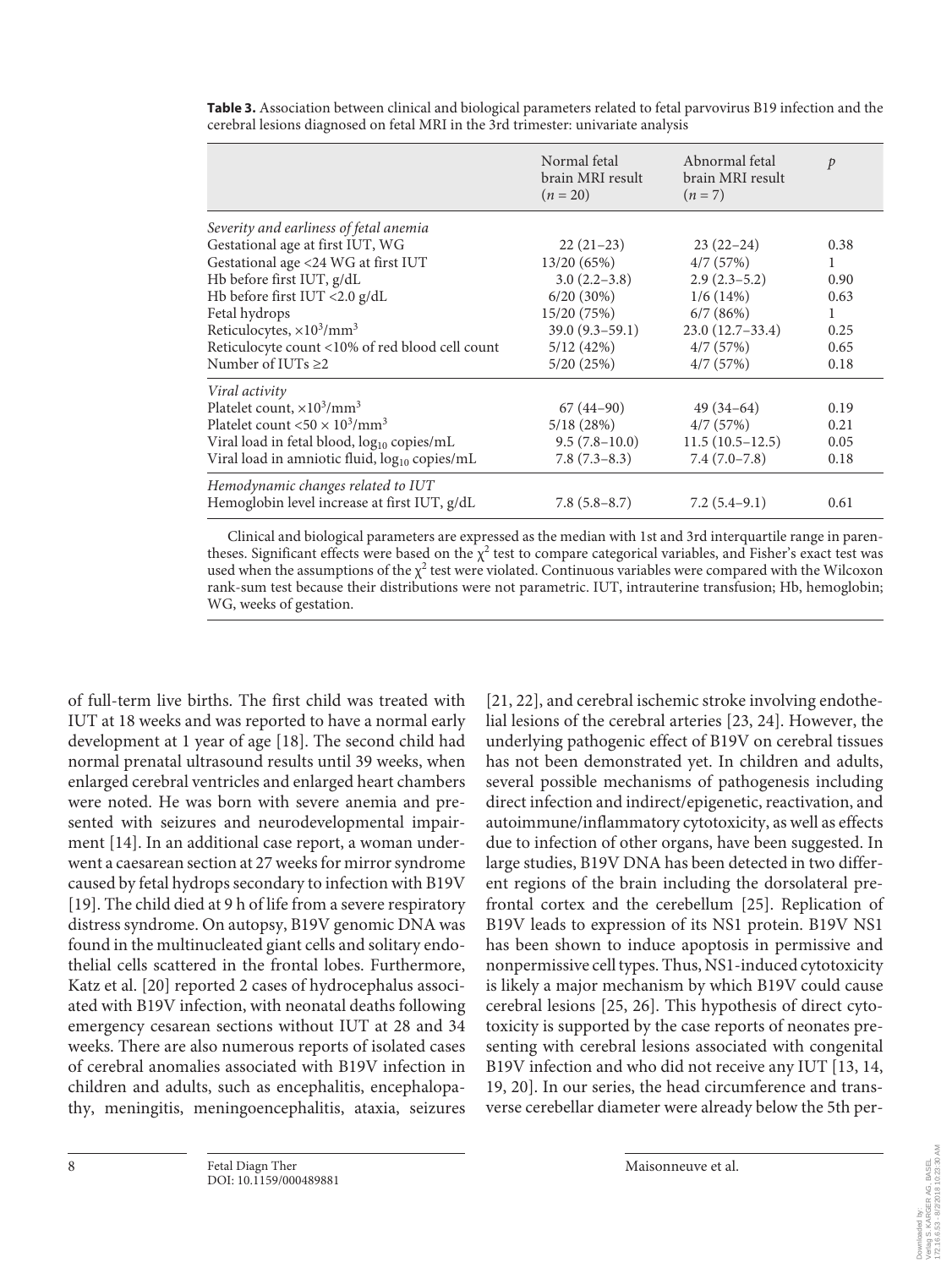**Table 3.** Association between clinical and biological parameters related to fetal parvovirus B19 infection and the cerebral lesions diagnosed on fetal MRI in the 3rd trimester: univariate analysis

| | Normal fetal brain MRI result ($n = 20$) | Abnormal fetal brain MRI result ($n = 7$) | $p$ |
|---|---|---|---|
| *Severity and earliness of fetal anemia* | | | |
| Gestational age at first IUT, WG | 22 (21–23) | 23 (22–24) | 0.38 |
| Gestational age <24 WG at first IUT | 13/20 (65%) | 4/7 (57%) | 1 |
| Hb before first IUT, g/dL | 3.0 (2.2–3.8) | 2.9 (2.3–5.2) | 0.90 |
| Hb before first IUT <2.0 g/dL | 6/20 (30%) | 1/6 (14%) | 0.63 |
| Fetal hydrops | 15/20 (75%) | 6/7 (86%) | 1 |
| Reticulocytes, $\times 10^3$/mm$^3$ | 39.0 (9.3–59.1) | 23.0 (12.7–33.4) | 0.25 |
| Reticulocyte count <10% of red blood cell count | 5/12 (42%) | 4/7 (57%) | 0.65 |
| Number of IUTs ≥2 | 5/20 (25%) | 4/7 (57%) | 0.18 |
| *Viral activity* | | | |
| Platelet count, $\times 10^3$/mm$^3$ | 67 (44–90) | 49 (34–64) | 0.19 |
| Platelet count <50 $\times 10^3$/mm$^3$ | 5/18 (28%) | 4/7 (57%) | 0.21 |
| Viral load in fetal blood, $\log_{10}$ copies/mL | 9.5 (7.8–10.0) | 11.5 (10.5–12.5) | 0.05 |
| Viral load in amniotic fluid, $\log_{10}$ copies/mL | 7.8 (7.3–8.3) | 7.4 (7.0–7.8) | 0.18 |
| *Hemodynamic changes related to IUT* | | | |
| Hemoglobin level increase at first IUT, g/dL | 7.8 (5.8–8.7) | 7.2 (5.4–9.1) | 0.61 |

Clinical and biological parameters are expressed as the median with 1st and 3rd interquartile range in parentheses. Significant effects were based on the $\chi^2$ test to compare categorical variables, and Fisher's exact test was used when the assumptions of the $\chi^2$ test were violated. Continuous variables were compared with the Wilcoxon rank-sum test because their distributions were not parametric. IUT, intrauterine transfusion; Hb, hemoglobin; WG, weeks of gestation.

of full-term live births. The first child was treated with IUT at 18 weeks and was reported to have a normal early development at 1 year of age [18]. The second child had normal prenatal ultrasound results until 39 weeks, when enlarged cerebral ventricles and enlarged heart chambers were noted. He was born with severe anemia and presented with seizures and neurodevelopmental impairment [14]. In an additional case report, a woman underwent a caesarean section at 27 weeks for mirror syndrome caused by fetal hydrops secondary to infection with B19V [19]. The child died at 9 h of life from a severe respiratory distress syndrome. On autopsy, B19V genomic DNA was found in the multinucleated giant cells and solitary endothelial cells scattered in the frontal lobes. Furthermore, Katz et al. [20] reported 2 cases of hydrocephalus associated with B19V infection, with neonatal deaths following emergency cesarean sections without IUT at 28 and 34 weeks. There are also numerous reports of isolated cases of cerebral anomalies associated with B19V infection in children and adults, such as encephalitis, encephalopathy, meningitis, meningoencephalitis, ataxia, seizures [21, 22], and cerebral ischemic stroke involving endothelial lesions of the cerebral arteries [23, 24]. However, the underlying pathogenic effect of B19V on cerebral tissues has not been demonstrated yet. In children and adults, several possible mechanisms of pathogenesis including direct infection and indirect/epigenetic, reactivation, and autoimmune/inflammatory cytotoxicity, as well as effects due to infection of other organs, have been suggested. In large studies, B19V DNA has been detected in two different regions of the brain including the dorsolateral prefrontal cortex and the cerebellum [25]. Replication of B19V leads to expression of its NS1 protein. B19V NS1 has been shown to induce apoptosis in permissive and nonpermissive cell types. Thus, NS1-induced cytotoxicity is likely a major mechanism by which B19V could cause cerebral lesions [25, 26]. This hypothesis of direct cytotoxicity is supported by the case reports of neonates presenting with cerebral lesions associated with congenital B19V infection and who did not receive any IUT [13, 14, 19, 20]. In our series, the head circumference and transverse cerebellar diameter were already below the 5th per-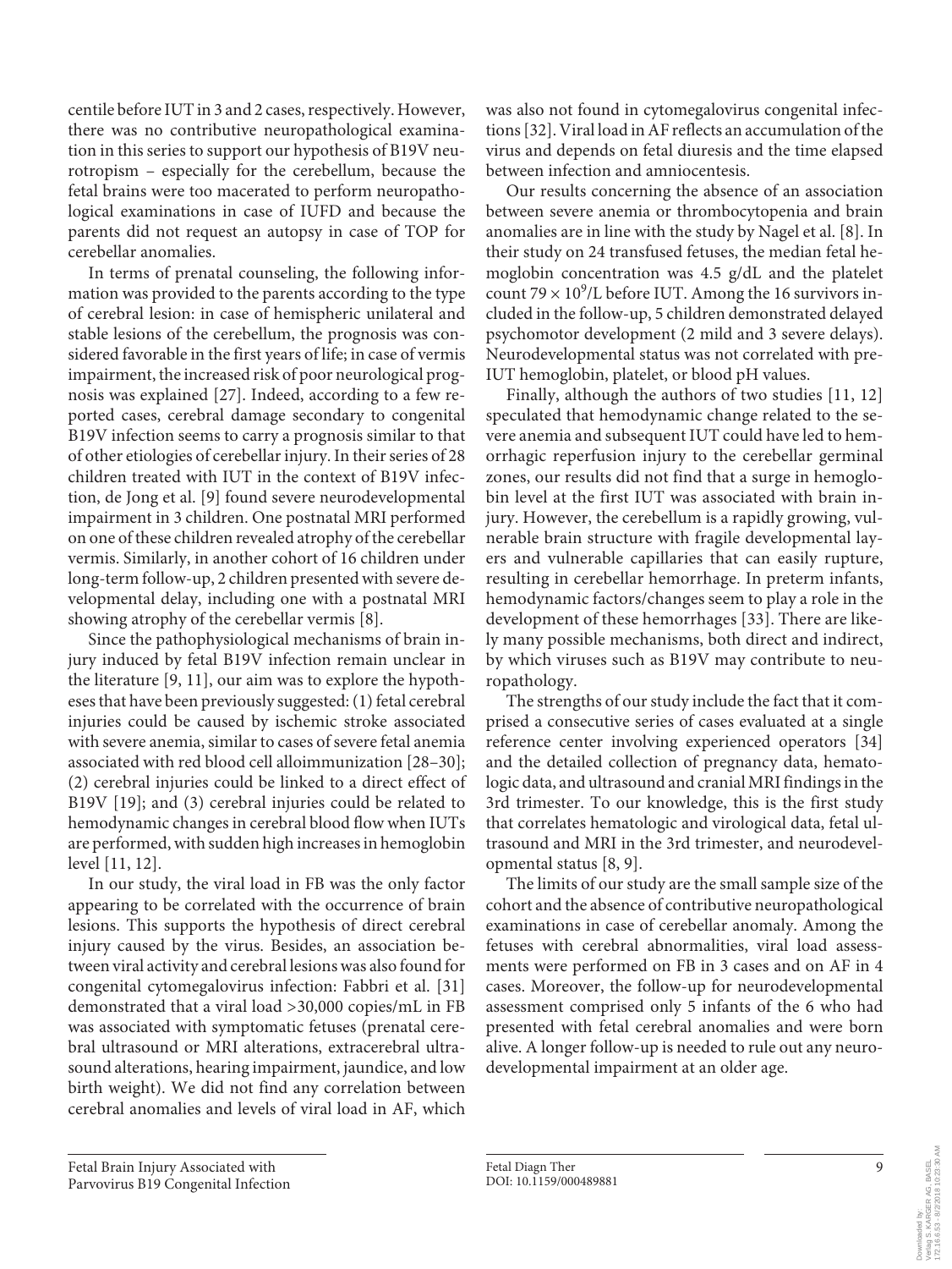centile before IUT in 3 and 2 cases, respectively. However, there was no contributive neuropathological examination in this series to support our hypothesis of B19V neurotropism – especially for the cerebellum, because the fetal brains were too macerated to perform neuropathological examinations in case of IUFD and because the parents did not request an autopsy in case of TOP for cerebellar anomalies.

In terms of prenatal counseling, the following information was provided to the parents according to the type of cerebral lesion: in case of hemispheric unilateral and stable lesions of the cerebellum, the prognosis was considered favorable in the first years of life; in case of vermis impairment, the increased risk of poor neurological prognosis was explained [27]. Indeed, according to a few reported cases, cerebral damage secondary to congenital B19V infection seems to carry a prognosis similar to that of other etiologies of cerebellar injury. In their series of 28 children treated with IUT in the context of B19V infection, de Jong et al. [9] found severe neurodevelopmental impairment in 3 children. One postnatal MRI performed on one of these children revealed atrophy of the cerebellar vermis. Similarly, in another cohort of 16 children under long-term follow-up, 2 children presented with severe developmental delay, including one with a postnatal MRI showing atrophy of the cerebellar vermis [8].

Since the pathophysiological mechanisms of brain injury induced by fetal B19V infection remain unclear in the literature [9, 11], our aim was to explore the hypotheses that have been previously suggested: (1) fetal cerebral injuries could be caused by ischemic stroke associated with severe anemia, similar to cases of severe fetal anemia associated with red blood cell alloimmunization [28–30]; (2) cerebral injuries could be linked to a direct effect of B19V [19]; and (3) cerebral injuries could be related to hemodynamic changes in cerebral blood flow when IUTs are performed, with sudden high increases in hemoglobin level [11, 12].

In our study, the viral load in FB was the only factor appearing to be correlated with the occurrence of brain lesions. This supports the hypothesis of direct cerebral injury caused by the virus. Besides, an association between viral activity and cerebral lesions was also found for congenital cytomegalovirus infection: Fabbri et al. [31] demonstrated that a viral load >30,000 copies/mL in FB was associated with symptomatic fetuses (prenatal cerebral ultrasound or MRI alterations, extracerebral ultrasound alterations, hearing impairment, jaundice, and low birth weight). We did not find any correlation between cerebral anomalies and levels of viral load in AF, which was also not found in cytomegalovirus congenital infections [32]. Viral load in AF reflects an accumulation of the virus and depends on fetal diuresis and the time elapsed between infection and amniocentesis.

Our results concerning the absence of an association between severe anemia or thrombocytopenia and brain anomalies are in line with the study by Nagel et al. [8]. In their study on 24 transfused fetuses, the median fetal hemoglobin concentration was 4.5 g/dL and the platelet count $79 \times 10^9$/L before IUT. Among the 16 survivors included in the follow-up, 5 children demonstrated delayed psychomotor development (2 mild and 3 severe delays). Neurodevelopmental status was not correlated with pre-IUT hemoglobin, platelet, or blood pH values.

Finally, although the authors of two studies [11, 12] speculated that hemodynamic change related to the severe anemia and subsequent IUT could have led to hemorrhagic reperfusion injury to the cerebellar germinal zones, our results did not find that a surge in hemoglobin level at the first IUT was associated with brain injury. However, the cerebellum is a rapidly growing, vulnerable brain structure with fragile developmental layers and vulnerable capillaries that can easily rupture, resulting in cerebellar hemorrhage. In preterm infants, hemodynamic factors/changes seem to play a role in the development of these hemorrhages [33]. There are likely many possible mechanisms, both direct and indirect, by which viruses such as B19V may contribute to neuropathology.

The strengths of our study include the fact that it comprised a consecutive series of cases evaluated at a single reference center involving experienced operators [34] and the detailed collection of pregnancy data, hematologic data, and ultrasound and cranial MRI findings in the 3rd trimester. To our knowledge, this is the first study that correlates hematologic and virological data, fetal ultrasound and MRI in the 3rd trimester, and neurodevelopmental status [8, 9].

The limits of our study are the small sample size of the cohort and the absence of contributive neuropathological examinations in case of cerebellar anomaly. Among the fetuses with cerebral abnormalities, viral load assessments were performed on FB in 3 cases and on AF in 4 cases. Moreover, the follow-up for neurodevelopmental assessment comprised only 5 infants of the 6 who had presented with fetal cerebral anomalies and were born alive. A longer follow-up is needed to rule out any neurodevelopmental impairment at an older age.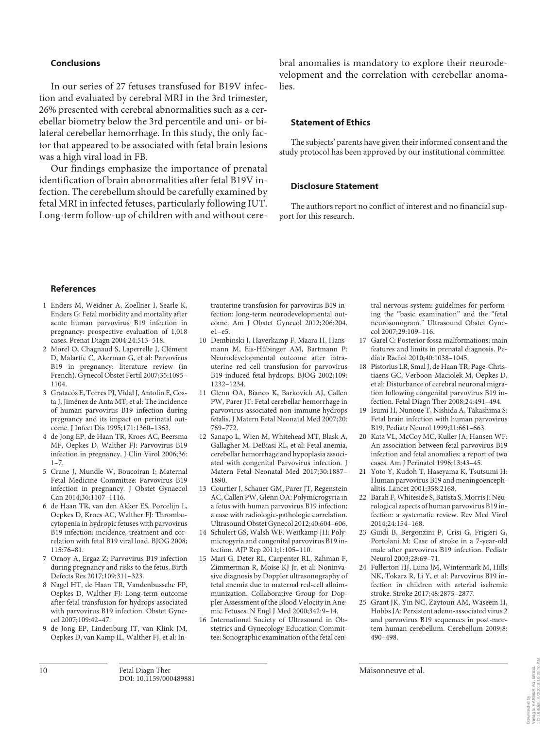## Conclusions

In our series of 27 fetuses transfused for B19V infection and evaluated by cerebral MRI in the 3rd trimester, 26% presented with cerebral abnormalities such as a cerebellar biometry below the 3rd percentile and uni- or bilateral cerebellar hemorrhage. In this study, the only factor that appeared to be associated with fetal brain lesions was a high viral load in FB.

Our findings emphasize the importance of prenatal identification of brain abnormalities after fetal B19V infection. The cerebellum should be carefully examined by fetal MRI in infected fetuses, particularly following IUT. Long-term follow-up of children with and without cerebral anomalies is mandatory to explore their neurodevelopment and the correlation with cerebellar anomalies.

## Statement of Ethics

The subjects' parents have given their informed consent and the study protocol has been approved by our institutional committee.

## Disclosure Statement

The authors report no conflict of interest and no financial support for this research.

## References

1. Enders M, Weidner A, Zoellner I, Searle K, Enders G: Fetal morbidity and mortality after acute human parvovirus B19 infection in pregnancy: prospective evaluation of 1,018 cases. Prenat Diagn 2004;24:513–518.
2. Morel O, Chagnaud S, Laperrelle J, Clément D, Malartic C, Akerman G, et al: Parvovirus B19 in pregnancy: literature review (in French). Gynecol Obstet Fertil 2007;35:1095–1104.
3. Gratacós E, Torres PJ, Vidal J, Antolín E, Costa J, Jiménez de Anta MT, et al: The incidence of human parvovirus B19 infection during pregnancy and its impact on perinatal outcome. J Infect Dis 1995;171:1360–1363.
4. de Jong EP, de Haan TR, Kroes AC, Beersma MF, Oepkes D, Walther FJ: Parvovirus B19 infection in pregnancy. J Clin Virol 2006;36: 1–7.
5. Crane J, Mundle W, Boucoiran I; Maternal Fetal Medicine Committee: Parvovirus B19 infection in pregnancy. J Obstet Gynaecol Can 2014;36:1107–1116.
6. de Haan TR, van den Akker ES, Porcelijn L, Oepkes D, Kroes AC, Walther FJ: Thrombocytopenia in hydropic fetuses with parvovirus B19 infection: incidence, treatment and correlation with fetal B19 viral load. BJOG 2008; 115:76–81.
7. Ornoy A, Ergaz Z: Parvovirus B19 infection during pregnancy and risks to the fetus. Birth Defects Res 2017;109:311–323.
8. Nagel HT, de Haan TR, Vandenbussche FP, Oepkes D, Walther FJ: Long-term outcome after fetal transfusion for hydrops associated with parvovirus B19 infection. Obstet Gynecol 2007;109:42–47.
9. de Jong EP, Lindenburg IT, van Klink JM, Oepkes D, van Kamp IL, Walther FJ, et al: Intrauterine transfusion for parvovirus B19 infection: long-term neurodevelopmental outcome. Am J Obstet Gynecol 2012;206:204. e1–e5.
10. Dembinski J, Haverkamp F, Maara H, Hansmann M, Eis-Hübinger AM, Bartmann P: Neurodevelopmental outcome after intrauterine red cell transfusion for parvovirus B19-induced fetal hydrops. BJOG 2002;109: 1232–1234.
11. Glenn OA, Bianco K, Barkovich AJ, Callen PW, Parer JT: Fetal cerebellar hemorrhage in parvovirus-associated non-immune hydrops fetalis. J Matern Fetal Neonatal Med 2007;20: 769–772.
12. Sanapo L, Wien M, Whitehead MT, Blask A, Gallagher M, DeBiasi RL, et al: Fetal anemia, cerebellar hemorrhage and hypoplasia associated with congenital Parvovirus infection. J Matern Fetal Neonatal Med 2017;30:1887–1890.
13. Courtier J, Schauer GM, Parer JT, Regenstein AC, Callen PW, Glenn OA: Polymicrogyria in a fetus with human parvovirus B19 infection: a case with radiologic-pathologic correlation. Ultrasound Obstet Gynecol 2012;40:604–606.
14. Schulert GS, Walsh WF, Weitkamp JH: Polymicrogyria and congenital parvovirus B19 infection. AJP Rep 2011;1:105–110.
15. Mari G, Deter RL, Carpenter RL, Rahman F, Zimmerman R, Moise KJ Jr, et al: Noninvasive diagnosis by Doppler ultrasonography of fetal anemia due to maternal red-cell alloimmunization. Collaborative Group for Doppler Assessment of the Blood Velocity in Anemic Fetuses. N Engl J Med 2000;342:9–14.
16. International Society of Ultrasound in Obstetrics and Gynecology Education Committee: Sonographic examination of the fetal central nervous system: guidelines for performing the "basic examination" and the "fetal neurosonogram." Ultrasound Obstet Gynecol 2007;29:109–116.
17. Garel C: Posterior fossa malformations: main features and limits in prenatal diagnosis. Pediatr Radiol 2010;40:1038–1045.
18. Pistorius LR, Smal J, de Haan TR, Page-Christiaens GC, Verboon-Maciolek M, Oepkes D, et al: Disturbance of cerebral neuronal migration following congenital parvovirus B19 infection. Fetal Diagn Ther 2008;24:491–494.
19. Isumi H, Nunoue T, Nishida A, Takashima S: Fetal brain infection with human parvovirus B19. Pediatr Neurol 1999;21:661–663.
20. Katz VL, McCoy MC, Kuller JA, Hansen WF: An association between fetal parvovirus B19 infection and fetal anomalies: a report of two cases. Am J Perinatol 1996;13:43–45.
21. Yoto Y, Kudoh T, Haseyama K, Tsutsumi H: Human parvovirus B19 and meningoencephalitis. Lancet 2001;358:2168.
22. Barah F, Whiteside S, Batista S, Morris J: Neurological aspects of human parvovirus B19 infection: a systematic review. Rev Med Virol 2014;24:154–168.
23. Guidi B, Bergonzini P, Crisi G, Frigieri G, Portolani M: Case of stroke in a 7-year-old male after parvovirus B19 infection. Pediatr Neurol 2003;28:69–71.
24. Fullerton HJ, Luna JM, Wintermark M, Hills NK, Tokarz R, Li Y, et al: Parvovirus B19 infection in children with arterial ischemic stroke. Stroke 2017;48:2875–2877.
25. Grant JK, Yin NC, Zaytoun AM, Waseem H, Hobbs JA: Persistent adeno-associated virus 2 and parvovirus B19 sequences in post-mortem human cerebellum. Cerebellum 2009;8: 490–498.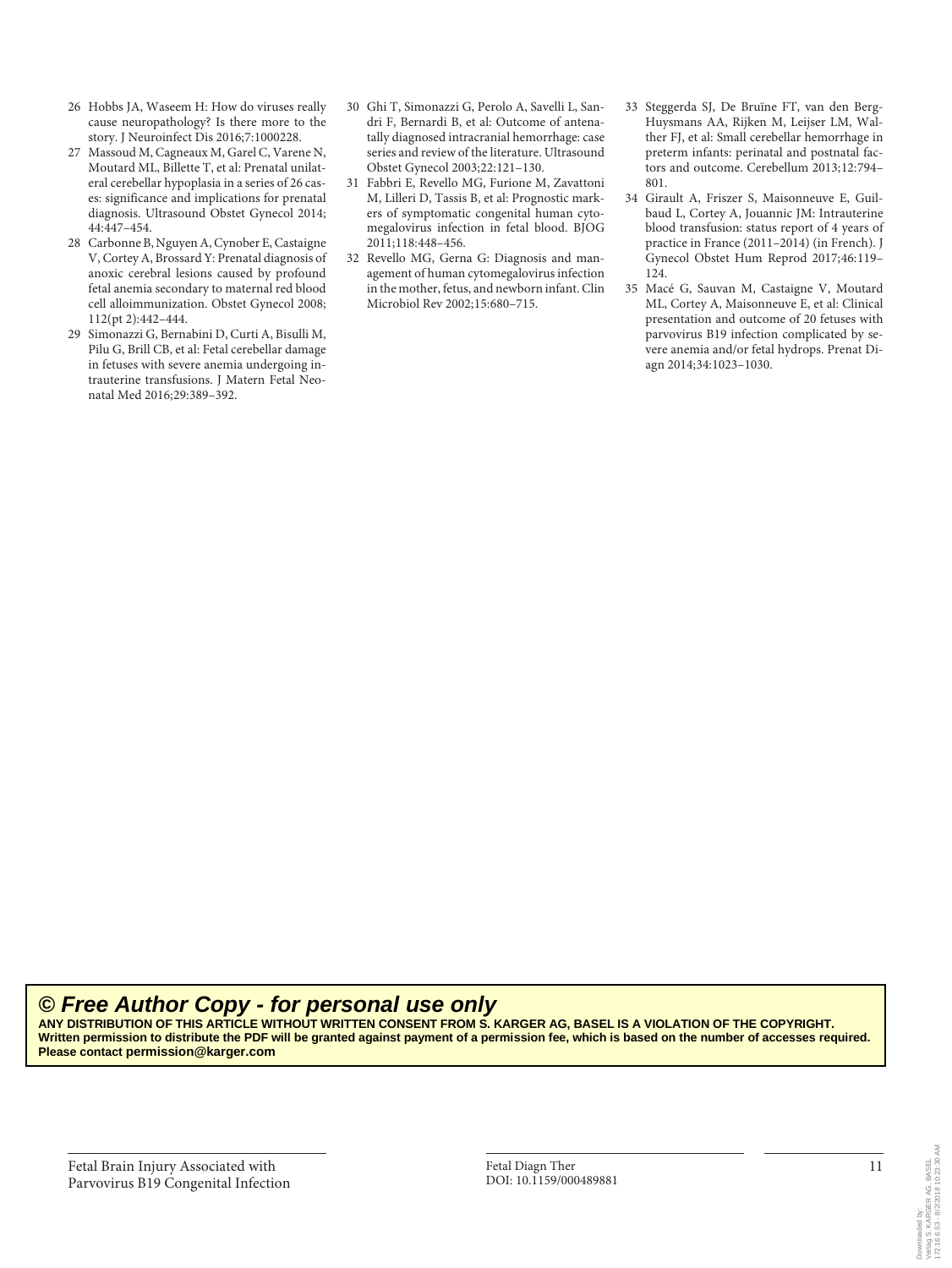26 Hobbs JA, Waseem H: How do viruses really cause neuropathology? Is there more to the story. J Neuroinfect Dis 2016;7:1000228.

27 Massoud M, Cagneaux M, Garel C, Varene N, Moutard ML, Billette T, et al: Prenatal unilateral cerebellar hypoplasia in a series of 26 cases: significance and implications for prenatal diagnosis. Ultrasound Obstet Gynecol 2014; 44:447–454.

28 Carbonne B, Nguyen A, Cynober E, Castaigne V, Cortey A, Brossard Y: Prenatal diagnosis of anoxic cerebral lesions caused by profound fetal anemia secondary to maternal red blood cell alloimmunization. Obstet Gynecol 2008; 112(pt 2):442–444.

29 Simonazzi G, Bernabini D, Curti A, Bisulli M, Pilu G, Brill CB, et al: Fetal cerebellar damage in fetuses with severe anemia undergoing intrauterine transfusions. J Matern Fetal Neonatal Med 2016;29:389–392.

30 Ghi T, Simonazzi G, Perolo A, Savelli L, Sandri F, Bernardi B, et al: Outcome of antenatally diagnosed intracranial hemorrhage: case series and review of the literature. Ultrasound Obstet Gynecol 2003;22:121–130.

31 Fabbri E, Revello MG, Furione M, Zavattoni M, Lilleri D, Tassis B, et al: Prognostic markers of symptomatic congenital human cytomegalovirus infection in fetal blood. BJOG 2011;118:448–456.

32 Revello MG, Gerna G: Diagnosis and management of human cytomegalovirus infection in the mother, fetus, and newborn infant. Clin Microbiol Rev 2002;15:680–715.

33 Steggerda SJ, De Bruïne FT, van den Berg-Huysmans AA, Rijken M, Leijser LM, Walther FJ, et al: Small cerebellar hemorrhage in preterm infants: perinatal and postnatal factors and outcome. Cerebellum 2013;12:794–801.

34 Girault A, Friszer S, Maisonneuve E, Guilbaud L, Cortey A, Jouannic JM: Intrauterine blood transfusion: status report of 4 years of practice in France (2011–2014) (in French). J Gynecol Obstet Hum Reprod 2017;46:119–124.

35 Macé G, Sauvan M, Castaigne V, Moutard ML, Cortey A, Maisonneuve E, et al: Clinical presentation and outcome of 20 fetuses with parvovirus B19 infection complicated by severe anemia and/or fetal hydrops. Prenat Diagn 2014;34:1023–1030.

**© Free Author Copy - for personal use only**

**ANY DISTRIBUTION OF THIS ARTICLE WITHOUT WRITTEN CONSENT FROM S. KARGER AG, BASEL IS A VIOLATION OF THE COPYRIGHT. Written permission to distribute the PDF will be granted against payment of a permission fee, which is based on the number of accesses required. Please contact permission@karger.com**